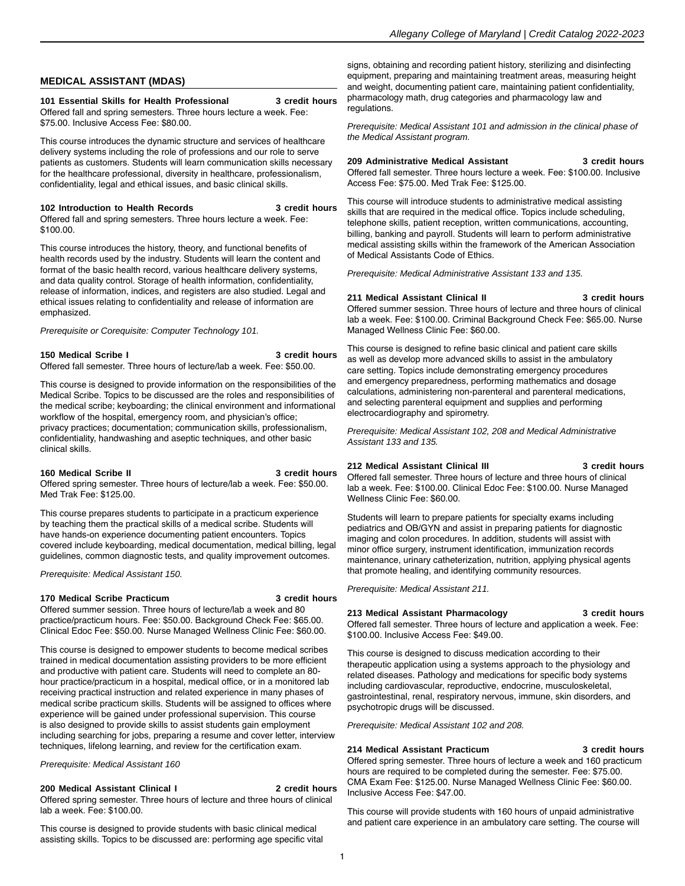## MEDICAL ASSISTANT (MDAS)

**101 Essential Skills for Health Professional — 3 credit hours**
Offered fall and spring semesters. Three hours lecture a week. Fee: $75.00. Inclusive Access Fee: $80.00.

This course introduces the dynamic structure and services of healthcare delivery systems including the role of professions and our role to serve patients as customers. Students will learn communication skills necessary for the healthcare professional, diversity in healthcare, professionalism, confidentiality, legal and ethical issues, and basic clinical skills.

**102 Introduction to Health Records — 3 credit hours**
Offered fall and spring semesters. Three hours lecture a week. Fee: $100.00.

This course introduces the history, theory, and functional benefits of health records used by the industry. Students will learn the content and format of the basic health record, various healthcare delivery systems, and data quality control. Storage of health information, confidentiality, release of information, indices, and registers are also studied. Legal and ethical issues relating to confidentiality and release of information are emphasized.

*Prerequisite or Corequisite: Computer Technology 101.*

**150 Medical Scribe I — 3 credit hours**
Offered fall semester. Three hours of lecture/lab a week. Fee: $50.00.

This course is designed to provide information on the responsibilities of the Medical Scribe. Topics to be discussed are the roles and responsibilities of the medical scribe; keyboarding; the clinical environment and informational workflow of the hospital, emergency room, and physician's office; privacy practices; documentation; communication skills, professionalism, confidentiality, handwashing and aseptic techniques, and other basic clinical skills.

**160 Medical Scribe II — 3 credit hours**
Offered spring semester. Three hours of lecture/lab a week. Fee: $50.00. Med Trak Fee: $125.00.

This course prepares students to participate in a practicum experience by teaching them the practical skills of a medical scribe. Students will have hands-on experience documenting patient encounters. Topics covered include keyboarding, medical documentation, medical billing, legal guidelines, common diagnostic tests, and quality improvement outcomes.

*Prerequisite: Medical Assistant 150.*

**170 Medical Scribe Practicum — 3 credit hours**
Offered summer session. Three hours of lecture/lab a week and 80 practice/practicum hours. Fee: $50.00. Background Check Fee: $65.00. Clinical Edoc Fee: $50.00. Nurse Managed Wellness Clinic Fee: $60.00.

This course is designed to empower students to become medical scribes trained in medical documentation assisting providers to be more efficient and productive with patient care. Students will need to complete an 80-hour practice/practicum in a hospital, medical office, or in a monitored lab receiving practical instruction and related experience in many phases of medical scribe practicum skills. Students will be assigned to offices where experience will be gained under professional supervision. This course is also designed to provide skills to assist students gain employment including searching for jobs, preparing a resume and cover letter, interview techniques, lifelong learning, and review for the certification exam.

*Prerequisite: Medical Assistant 160*

**200 Medical Assistant Clinical I — 2 credit hours**
Offered spring semester. Three hours of lecture and three hours of clinical lab a week. Fee: $100.00.

This course is designed to provide students with basic clinical medical assisting skills. Topics to be discussed are: performing age specific vital signs, obtaining and recording patient history, sterilizing and disinfecting equipment, preparing and maintaining treatment areas, measuring height and weight, documenting patient care, maintaining patient confidentiality, pharmacology math, drug categories and pharmacology law and regulations.

*Prerequisite: Medical Assistant 101 and admission in the clinical phase of the Medical Assistant program.*

**209 Administrative Medical Assistant — 3 credit hours**
Offered fall semester. Three hours lecture a week. Fee: $100.00. Inclusive Access Fee: $75.00. Med Trak Fee: $125.00.

This course will introduce students to administrative medical assisting skills that are required in the medical office. Topics include scheduling, telephone skills, patient reception, written communications, accounting, billing, banking and payroll. Students will learn to perform administrative medical assisting skills within the framework of the American Association of Medical Assistants Code of Ethics.

*Prerequisite: Medical Administrative Assistant 133 and 135.*

**211 Medical Assistant Clinical II — 3 credit hours**
Offered summer session. Three hours of lecture and three hours of clinical lab a week. Fee: $100.00. Criminal Background Check Fee: $65.00. Nurse Managed Wellness Clinic Fee: $60.00.

This course is designed to refine basic clinical and patient care skills as well as develop more advanced skills to assist in the ambulatory care setting. Topics include demonstrating emergency procedures and emergency preparedness, performing mathematics and dosage calculations, administering non-parenteral and parenteral medications, and selecting parenteral equipment and supplies and performing electrocardiography and spirometry.

*Prerequisite: Medical Assistant 102, 208 and Medical Administrative Assistant 133 and 135.*

**212 Medical Assistant Clinical III — 3 credit hours**
Offered fall semester. Three hours of lecture and three hours of clinical lab a week. Fee: $100.00. Clinical Edoc Fee: $100.00. Nurse Managed Wellness Clinic Fee: $60.00.

Students will learn to prepare patients for specialty exams including pediatrics and OB/GYN and assist in preparing patients for diagnostic imaging and colon procedures. In addition, students will assist with minor office surgery, instrument identification, immunization records maintenance, urinary catheterization, nutrition, applying physical agents that promote healing, and identifying community resources.

*Prerequisite: Medical Assistant 211.*

**213 Medical Assistant Pharmacology — 3 credit hours**
Offered fall semester. Three hours of lecture and application a week. Fee: $100.00. Inclusive Access Fee: $49.00.

This course is designed to discuss medication according to their therapeutic application using a systems approach to the physiology and related diseases. Pathology and medications for specific body systems including cardiovascular, reproductive, endocrine, musculoskeletal, gastrointestinal, renal, respiratory nervous, immune, skin disorders, and psychotropic drugs will be discussed.

*Prerequisite: Medical Assistant 102 and 208.*

**214 Medical Assistant Practicum — 3 credit hours**
Offered spring semester. Three hours of lecture a week and 160 practicum hours are required to be completed during the semester. Fee: $75.00. CMA Exam Fee: $125.00. Nurse Managed Wellness Clinic Fee: $60.00. Inclusive Access Fee: $47.00.

This course will provide students with 160 hours of unpaid administrative and patient care experience in an ambulatory care setting. The course will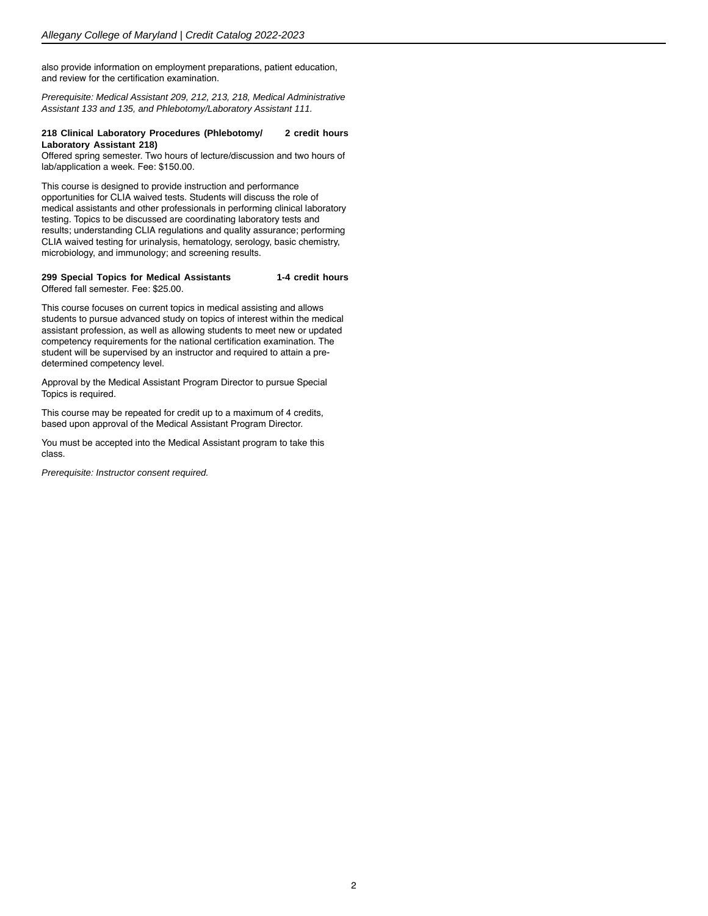also provide information on employment preparations, patient education, and review for the certification examination.

*Prerequisite: Medical Assistant 209, 212, 213, 218, Medical Administrative Assistant 133 and 135, and Phlebotomy/Laboratory Assistant 111.*

**218 Clinical Laboratory Procedures (Phlebotomy/Laboratory Assistant 218) — 2 credit hours**

Offered spring semester. Two hours of lecture/discussion and two hours of lab/application a week. Fee: $150.00.

This course is designed to provide instruction and performance opportunities for CLIA waived tests. Students will discuss the role of medical assistants and other professionals in performing clinical laboratory testing. Topics to be discussed are coordinating laboratory tests and results; understanding CLIA regulations and quality assurance; performing CLIA waived testing for urinalysis, hematology, serology, basic chemistry, microbiology, and immunology; and screening results.

**299 Special Topics for Medical Assistants — 1-4 credit hours**

Offered fall semester. Fee: $25.00.

This course focuses on current topics in medical assisting and allows students to pursue advanced study on topics of interest within the medical assistant profession, as well as allowing students to meet new or updated competency requirements for the national certification examination. The student will be supervised by an instructor and required to attain a pre-determined competency level.

Approval by the Medical Assistant Program Director to pursue Special Topics is required.

This course may be repeated for credit up to a maximum of 4 credits, based upon approval of the Medical Assistant Program Director.

You must be accepted into the Medical Assistant program to take this class.

*Prerequisite: Instructor consent required.*